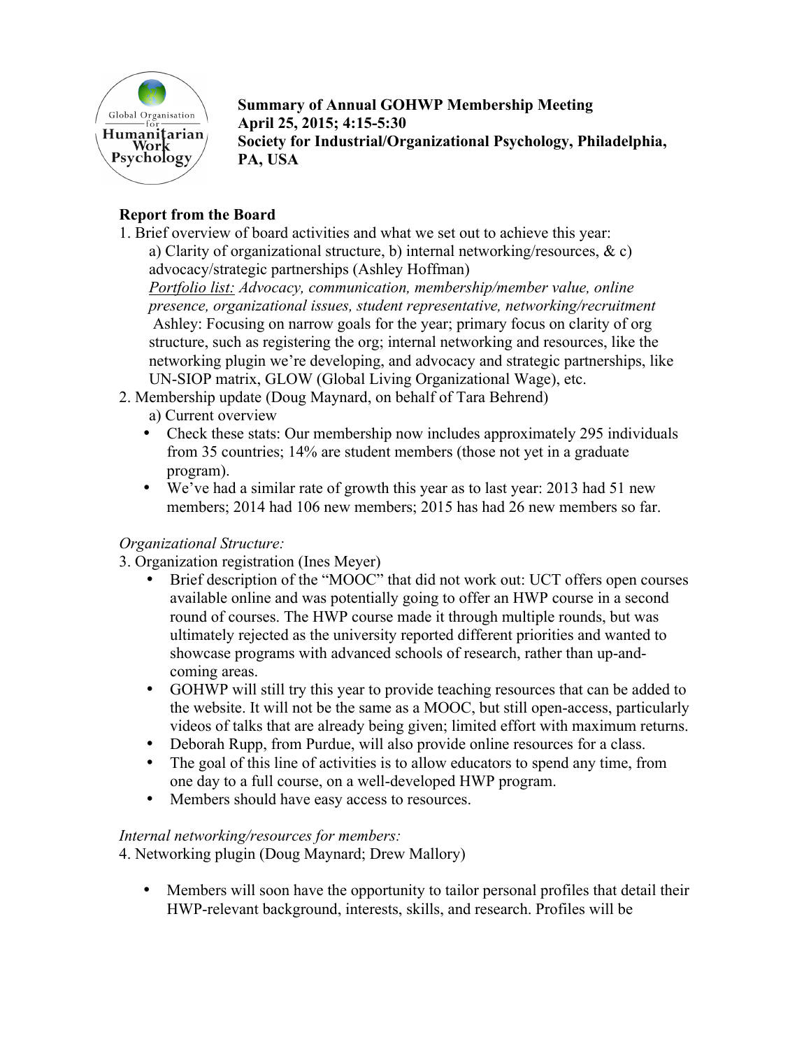**Summary of Annual GOHWP Membership Meeting**
**April 25, 2015; 4:15-5:30**
**Society for Industrial/Organizational Psychology, Philadelphia, PA, USA**

**Report from the Board**

1. Brief overview of board activities and what we set out to achieve this year:
   a) Clarity of organizational structure, b) internal networking/resources, & c) advocacy/strategic partnerships (Ashley Hoffman)
   *Portfolio list: Advocacy, communication, membership/member value, online presence, organizational issues, student representative, networking/recruitment*
   Ashley: Focusing on narrow goals for the year; primary focus on clarity of org structure, such as registering the org; internal networking and resources, like the networking plugin we're developing, and advocacy and strategic partnerships, like UN-SIOP matrix, GLOW (Global Living Organizational Wage), etc.
2. Membership update (Doug Maynard, on behalf of Tara Behrend)
   a) Current overview
   - Check these stats: Our membership now includes approximately 295 individuals from 35 countries; 14% are student members (those not yet in a graduate program).
   - We've had a similar rate of growth this year as to last year: 2013 had 51 new members; 2014 had 106 new members; 2015 has had 26 new members so far.

*Organizational Structure:*

3. Organization registration (Ines Meyer)
   - Brief description of the "MOOC" that did not work out: UCT offers open courses available online and was potentially going to offer an HWP course in a second round of courses. The HWP course made it through multiple rounds, but was ultimately rejected as the university reported different priorities and wanted to showcase programs with advanced schools of research, rather than up-and-coming areas.
   - GOHWP will still try this year to provide teaching resources that can be added to the website. It will not be the same as a MOOC, but still open-access, particularly videos of talks that are already being given; limited effort with maximum returns.
   - Deborah Rupp, from Purdue, will also provide online resources for a class.
   - The goal of this line of activities is to allow educators to spend any time, from one day to a full course, on a well-developed HWP program.
   - Members should have easy access to resources.

*Internal networking/resources for members:*

4. Networking plugin (Doug Maynard; Drew Mallory)
   - Members will soon have the opportunity to tailor personal profiles that detail their HWP-relevant background, interests, skills, and research. Profiles will be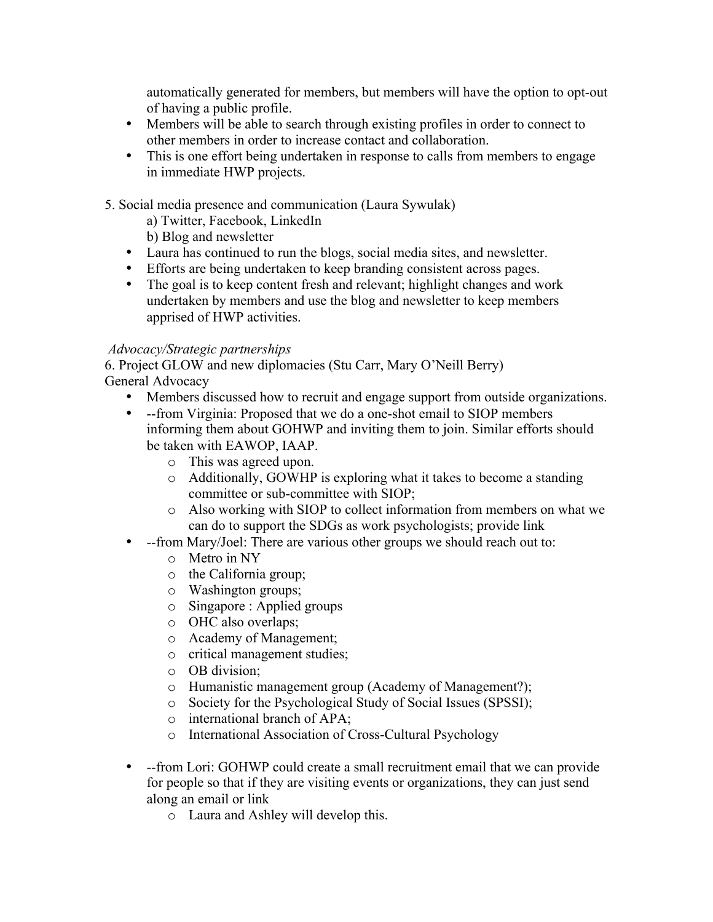automatically generated for members, but members will have the option to opt-out of having a public profile.

- Members will be able to search through existing profiles in order to connect to other members in order to increase contact and collaboration.
- This is one effort being undertaken in response to calls from members to engage in immediate HWP projects.

5. Social media presence and communication (Laura Sywulak)

   a) Twitter, Facebook, LinkedIn

   b) Blog and newsletter

- Laura has continued to run the blogs, social media sites, and newsletter.
- Efforts are being undertaken to keep branding consistent across pages.
- The goal is to keep content fresh and relevant; highlight changes and work undertaken by members and use the blog and newsletter to keep members apprised of HWP activities.

*Advocacy/Strategic partnerships*

6. Project GLOW and new diplomacies (Stu Carr, Mary O'Neill Berry)

General Advocacy

- Members discussed how to recruit and engage support from outside organizations.
- --from Virginia: Proposed that we do a one-shot email to SIOP members informing them about GOHWP and inviting them to join. Similar efforts should be taken with EAWOP, IAAP.
  - This was agreed upon.
  - Additionally, GOWHP is exploring what it takes to become a standing committee or sub-committee with SIOP;
  - Also working with SIOP to collect information from members on what we can do to support the SDGs as work psychologists; provide link
- --from Mary/Joel: There are various other groups we should reach out to:
  - Metro in NY
  - the California group;
  - Washington groups;
  - Singapore : Applied groups
  - OHC also overlaps;
  - Academy of Management;
  - critical management studies;
  - OB division;
  - Humanistic management group (Academy of Management?);
  - Society for the Psychological Study of Social Issues (SPSSI);
  - international branch of APA;
  - International Association of Cross-Cultural Psychology
- --from Lori: GOHWP could create a small recruitment email that we can provide for people so that if they are visiting events or organizations, they can just send along an email or link
  - Laura and Ashley will develop this.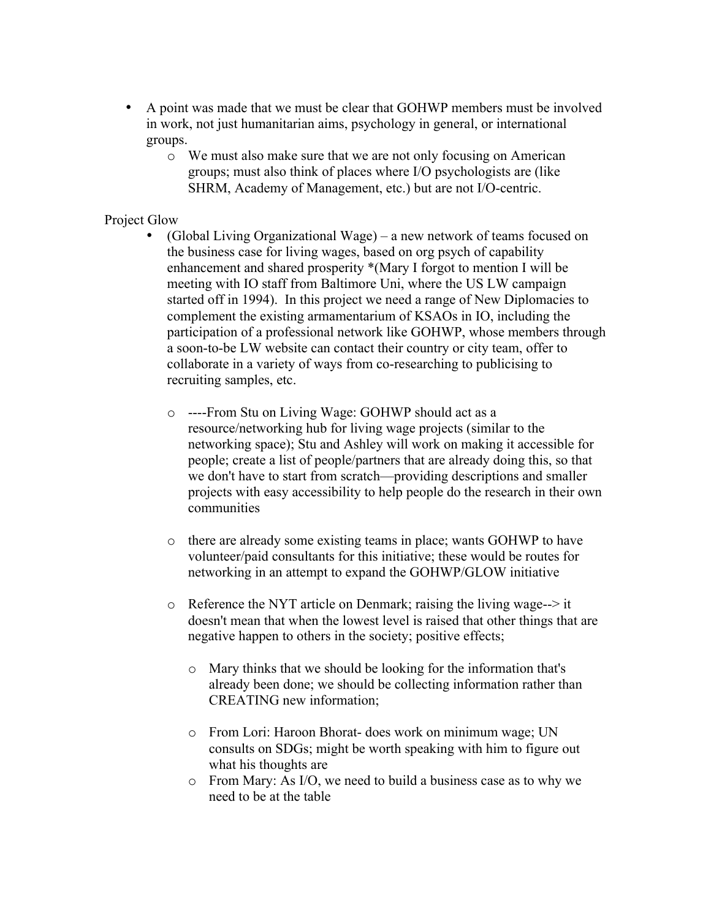- A point was made that we must be clear that GOHWP members must be involved in work, not just humanitarian aims, psychology in general, or international groups.
  - We must also make sure that we are not only focusing on American groups; must also think of places where I/O psychologists are (like SHRM, Academy of Management, etc.) but are not I/O-centric.

Project Glow

- (Global Living Organizational Wage) – a new network of teams focused on the business case for living wages, based on org psych of capability enhancement and shared prosperity *(Mary I forgot to mention I will be meeting with IO staff from Baltimore Uni, where the US LW campaign started off in 1994). In this project we need a range of New Diplomacies to complement the existing armamentarium of KSAOs in IO, including the participation of a professional network like GOHWP, whose members through a soon-to-be LW website can contact their country or city team, offer to collaborate in a variety of ways from co-researching to publicising to recruiting samples, etc.

  - ----From Stu on Living Wage: GOHWP should act as a resource/networking hub for living wage projects (similar to the networking space); Stu and Ashley will work on making it accessible for people; create a list of people/partners that are already doing this, so that we don't have to start from scratch—providing descriptions and smaller projects with easy accessibility to help people do the research in their own communities

  - there are already some existing teams in place; wants GOHWP to have volunteer/paid consultants for this initiative; these would be routes for networking in an attempt to expand the GOHWP/GLOW initiative

  - Reference the NYT article on Denmark; raising the living wage--> it doesn't mean that when the lowest level is raised that other things that are negative happen to others in the society; positive effects;

  - Mary thinks that we should be looking for the information that's already been done; we should be collecting information rather than CREATING new information;

  - From Lori: Haroon Bhorat- does work on minimum wage; UN consults on SDGs; might be worth speaking with him to figure out what his thoughts are
  - From Mary: As I/O, we need to build a business case as to why we need to be at the table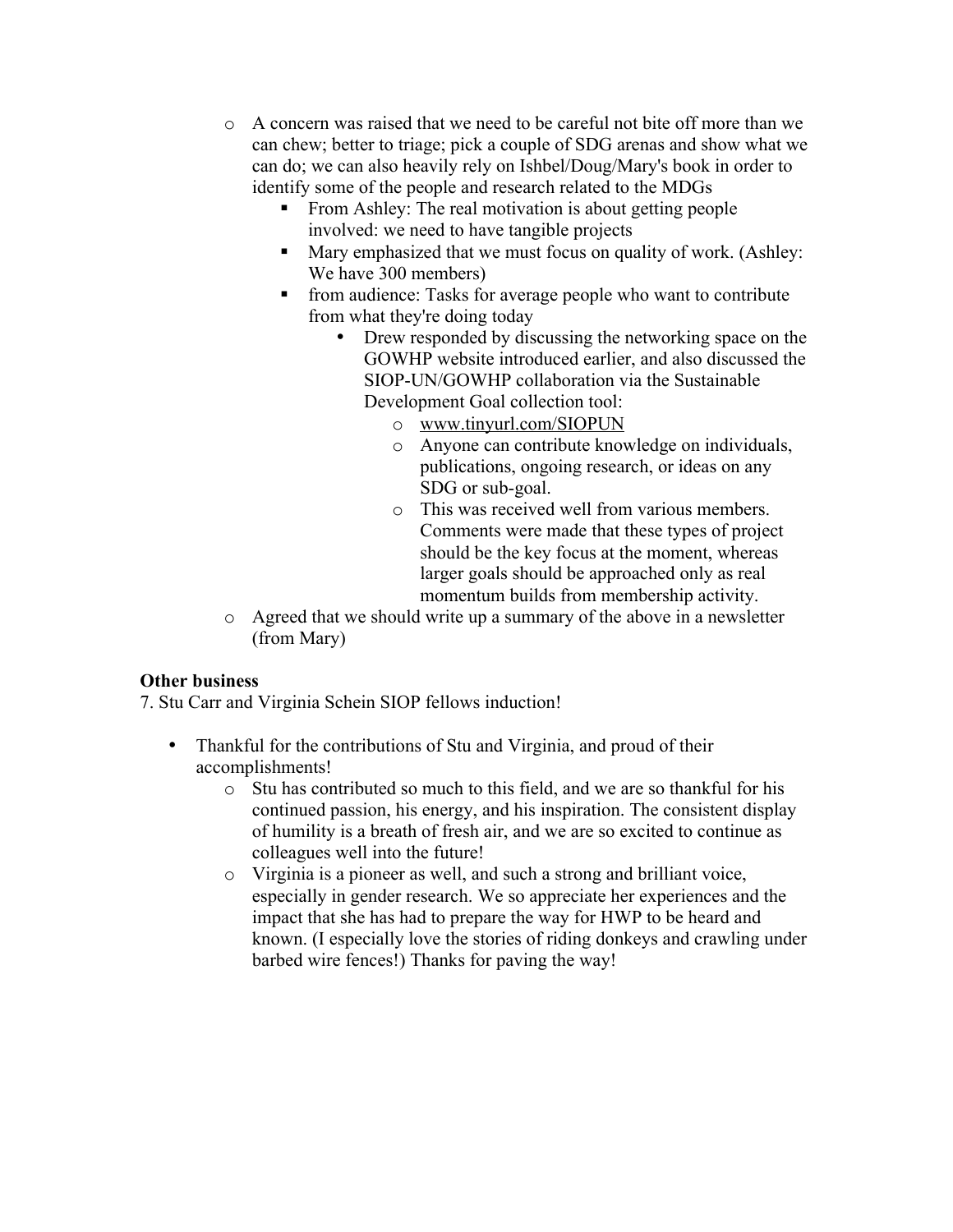- A concern was raised that we need to be careful not bite off more than we can chew; better to triage; pick a couple of SDG arenas and show what we can do; we can also heavily rely on Ishbel/Doug/Mary's book in order to identify some of the people and research related to the MDGs
  - From Ashley: The real motivation is about getting people involved: we need to have tangible projects
  - Mary emphasized that we must focus on quality of work. (Ashley: We have 300 members)
  - from audience: Tasks for average people who want to contribute from what they're doing today
    - Drew responded by discussing the networking space on the GOWHP website introduced earlier, and also discussed the SIOP-UN/GOWHP collaboration via the Sustainable Development Goal collection tool:
      - www.tinyurl.com/SIOPUN
      - Anyone can contribute knowledge on individuals, publications, ongoing research, or ideas on any SDG or sub-goal.
      - This was received well from various members. Comments were made that these types of project should be the key focus at the moment, whereas larger goals should be approached only as real momentum builds from membership activity.
- Agreed that we should write up a summary of the above in a newsletter (from Mary)

**Other business**

7. Stu Carr and Virginia Schein SIOP fellows induction!

- Thankful for the contributions of Stu and Virginia, and proud of their accomplishments!
  - Stu has contributed so much to this field, and we are so thankful for his continued passion, his energy, and his inspiration. The consistent display of humility is a breath of fresh air, and we are so excited to continue as colleagues well into the future!
  - Virginia is a pioneer as well, and such a strong and brilliant voice, especially in gender research. We so appreciate her experiences and the impact that she has had to prepare the way for HWP to be heard and known. (I especially love the stories of riding donkeys and crawling under barbed wire fences!) Thanks for paving the way!